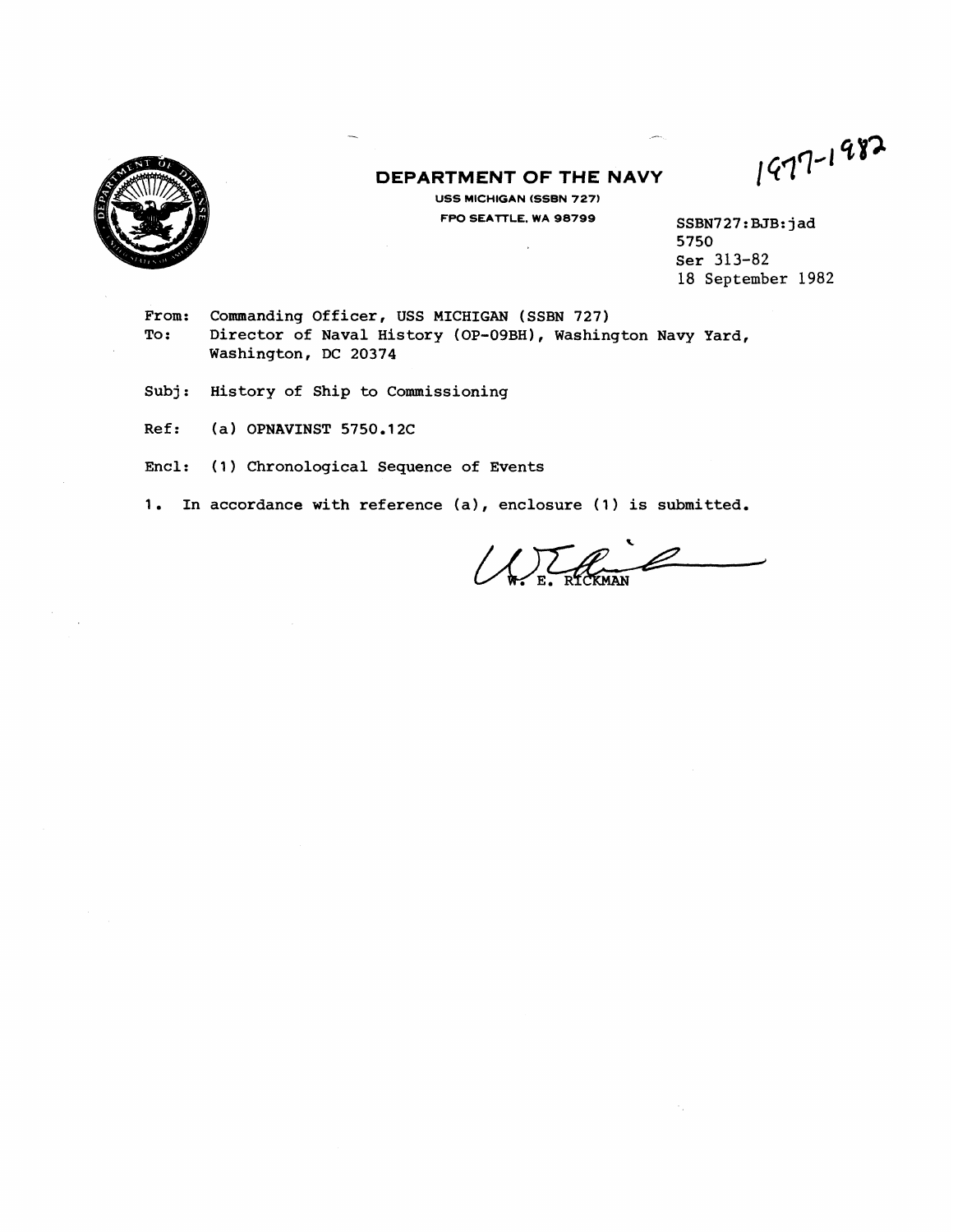1977-1982

# DEPARTMENT OF THE NAVY

**USS MICHIGAN (SSBN 727)**
**FPO SEATTLE, WA 98799**

SSBN727:BJB:jad
5750
Ser 313-82
18 September 1982

From: Commanding Officer, USS MICHIGAN (SSBN 727)
To: Director of Naval History (OP-09BH), Washington Navy Yard, Washington, DC 20374

Subj: History of Ship to Commissioning

Ref: (a) OPNAVINST 5750.12C

Encl: (1) Chronological Sequence of Events

1. In accordance with reference (a), enclosure (1) is submitted.

W. E. RICKMAN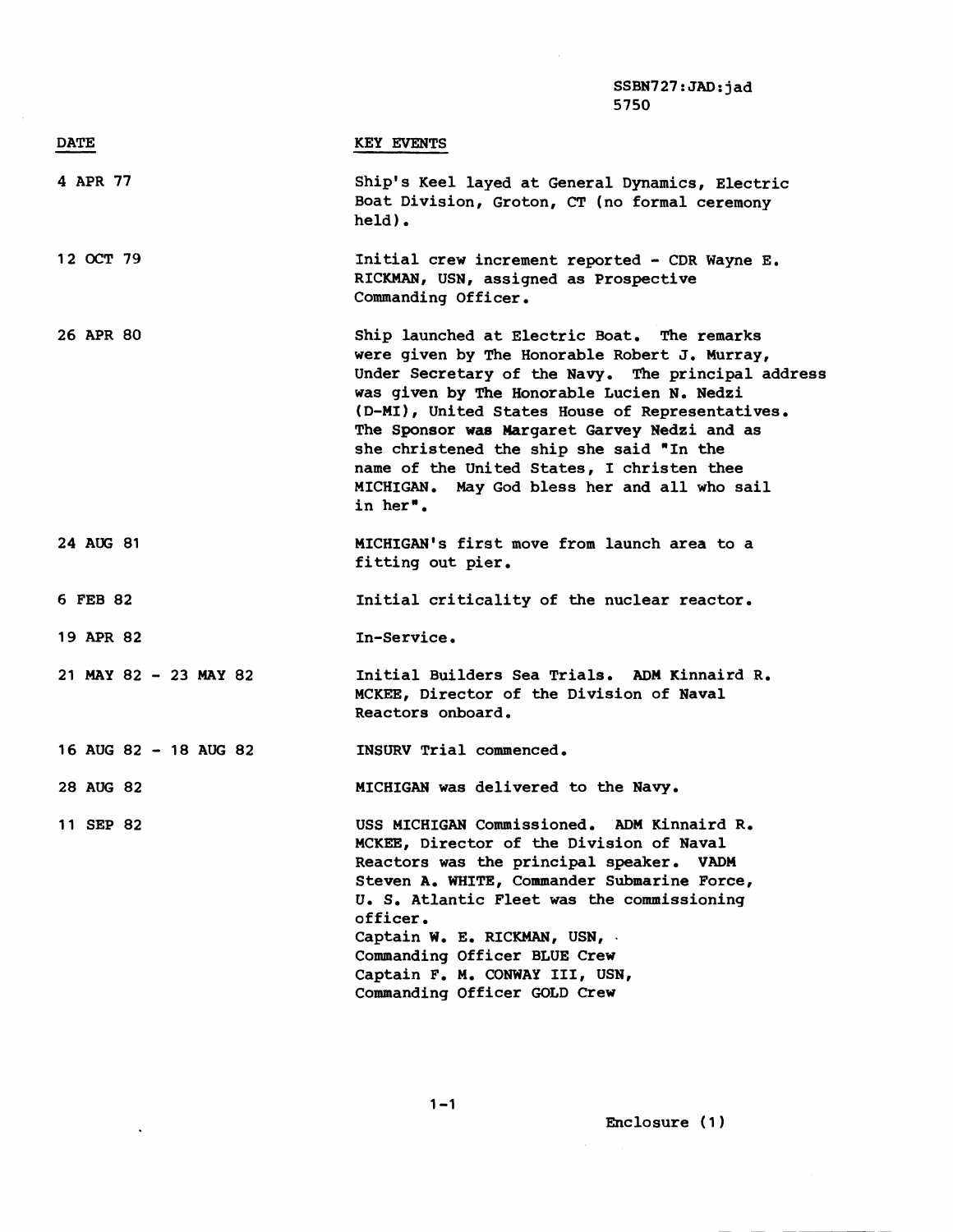SSBN727:JAD:jad
5750

| DATE | KEY EVENTS |
|---|---|
| 4 APR 77 | Ship's Keel layed at General Dynamics, Electric Boat Division, Groton, CT (no formal ceremony held). |
| 12 OCT 79 | Initial crew increment reported - CDR Wayne E. RICKMAN, USN, assigned as Prospective Commanding Officer. |
| 26 APR 80 | Ship launched at Electric Boat. The remarks were given by The Honorable Robert J. Murray, Under Secretary of the Navy. The principal address was given by The Honorable Lucien N. Nedzi (D-MI), United States House of Representatives. The Sponsor was Margaret Garvey Nedzi and as she christened the ship she said "In the name of the United States, I christen thee MICHIGAN. May God bless her and all who sail in her". |
| 24 AUG 81 | MICHIGAN's first move from launch area to a fitting out pier. |
| 6 FEB 82 | Initial criticality of the nuclear reactor. |
| 19 APR 82 | In-Service. |
| 21 MAY 82 - 23 MAY 82 | Initial Builders Sea Trials. ADM Kinnaird R. MCKEE, Director of the Division of Naval Reactors onboard. |
| 16 AUG 82 - 18 AUG 82 | INSURV Trial commenced. |
| 28 AUG 82 | MICHIGAN was delivered to the Navy. |
| 11 SEP 82 | USS MICHIGAN Commissioned. ADM Kinnaird R. MCKEE, Director of the Division of Naval Reactors was the principal speaker. VADM Steven A. WHITE, Commander Submarine Force, U. S. Atlantic Fleet was the commissioning officer.<br>Captain W. E. RICKMAN, USN, Commanding Officer BLUE Crew<br>Captain F. M. CONWAY III, USN, Commanding Officer GOLD Crew |

1-1

Enclosure (1)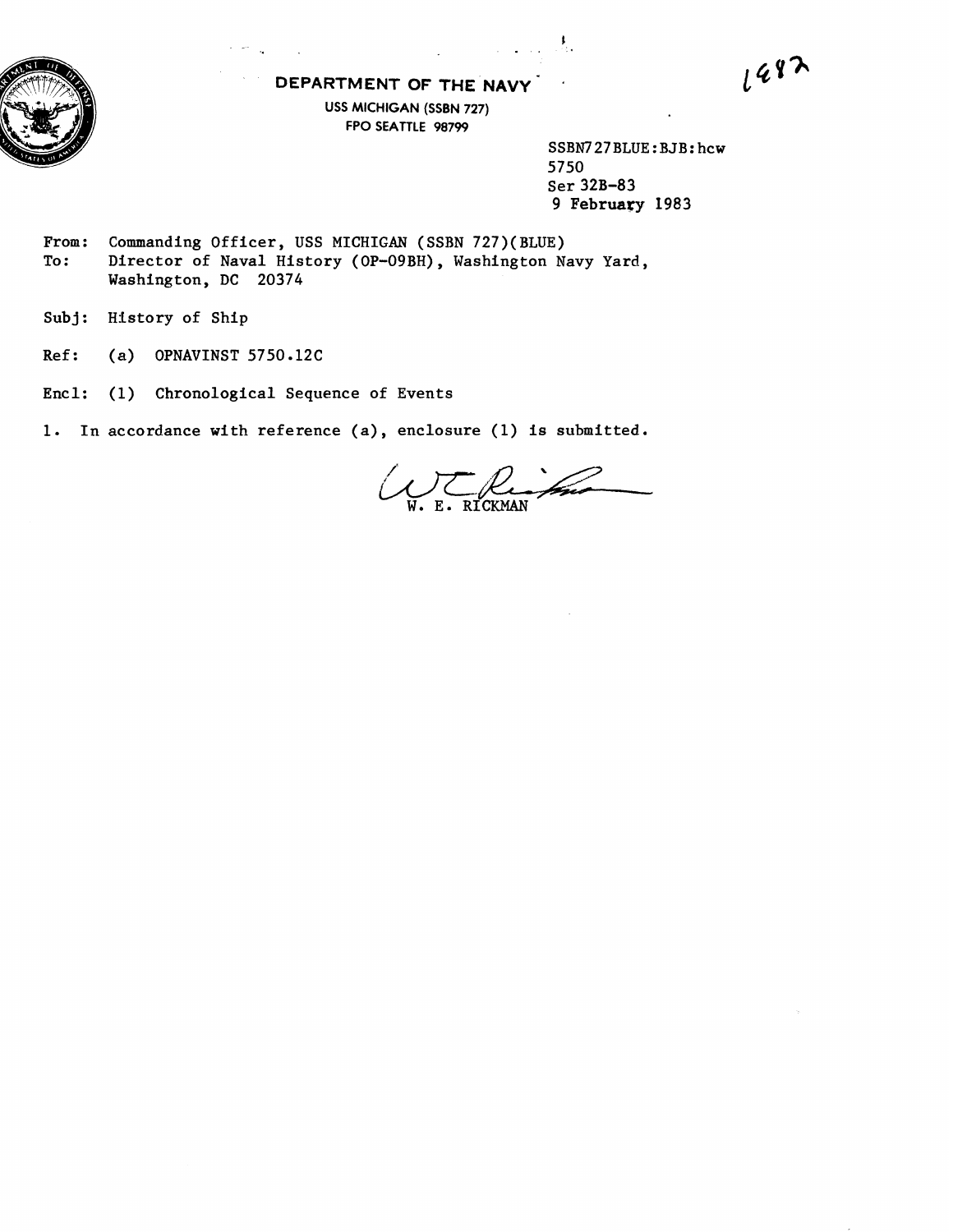1482

# DEPARTMENT OF THE NAVY

USS MICHIGAN (SSBN 727)
FPO SEATTLE 98799

SSBN727BLUE:BJB:hcw
5750
Ser 32B-83
9 February 1983

From: Commanding Officer, USS MICHIGAN (SSBN 727)(BLUE)
To: Director of Naval History (OP-09BH), Washington Navy Yard, Washington, DC 20374

Subj: History of Ship

Ref: (a) OPNAVINST 5750.12C

Encl: (1) Chronological Sequence of Events

1. In accordance with reference (a), enclosure (1) is submitted.

W. E. RICKMAN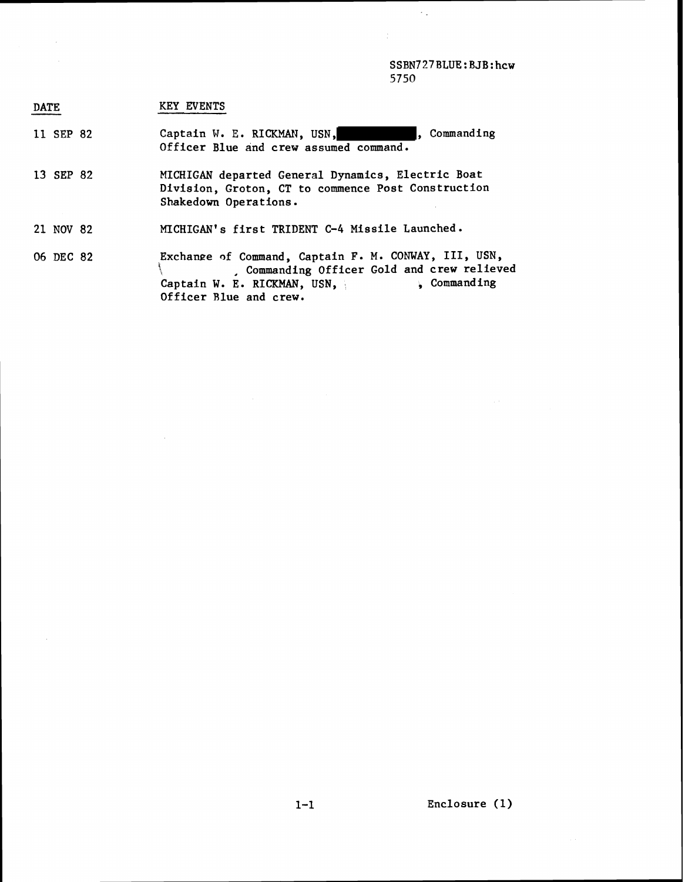SSBN727BLUE:BJB:hcw
5750

| DATE | KEY EVENTS |
|---|---|
| 11 SEP 82 | Captain W. E. RICKMAN, USN, ██████████, Commanding Officer Blue and crew assumed command. |
| 13 SEP 82 | MICHIGAN departed General Dynamics, Electric Boat Division, Groton, CT to commence Post Construction Shakedown Operations. |
| 21 NOV 82 | MICHIGAN's first TRIDENT C-4 Missile Launched. |
| 06 DEC 82 | Exchange of Command, Captain F. M. CONWAY, III, USN, , Commanding Officer Gold and crew relieved Captain W. E. RICKMAN, USN, , Commanding Officer Blue and crew. |

1-1

Enclosure (1)